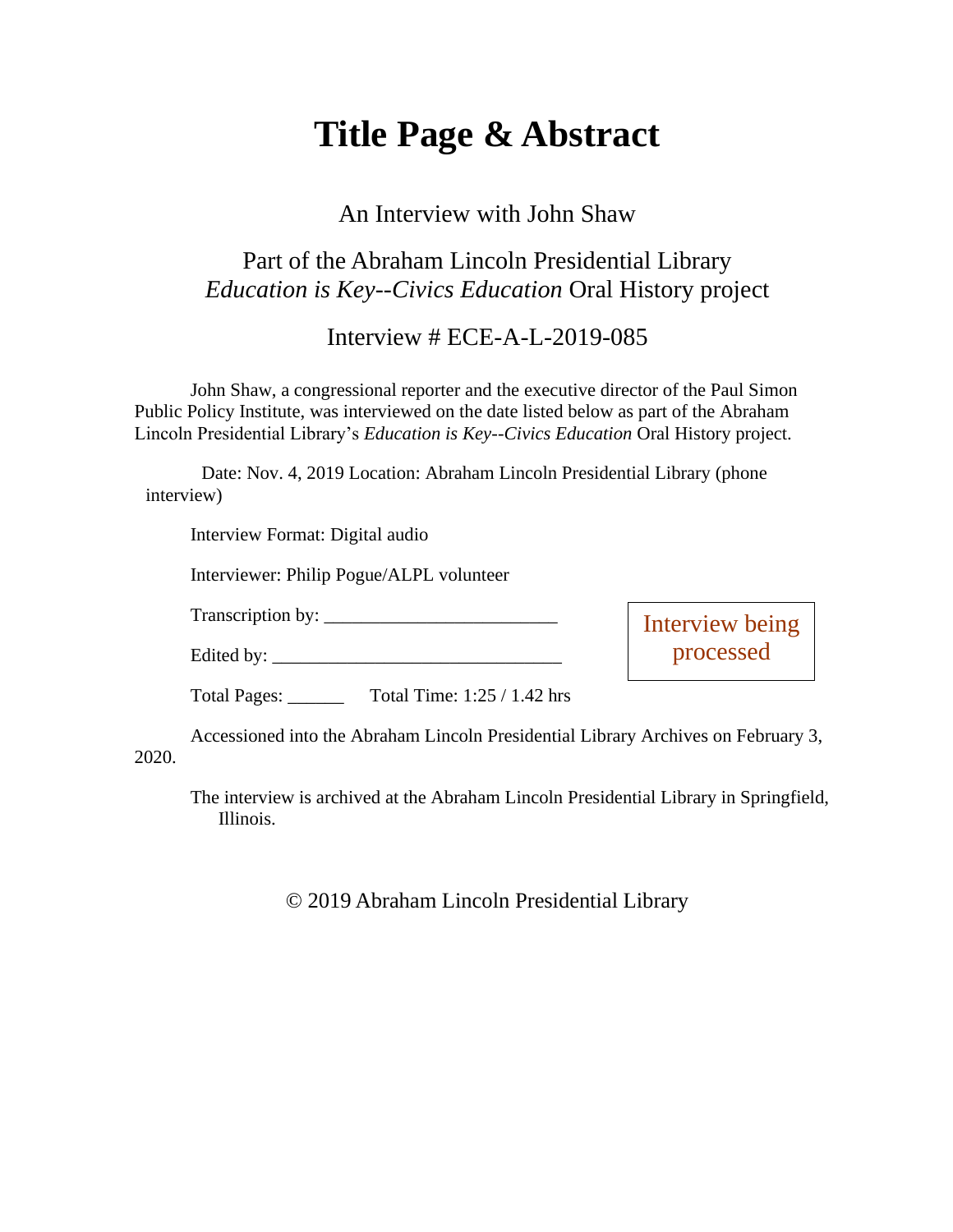# Title Page & Abstract

An Interview with John Shaw

Part of the Abraham Lincoln Presidential Library
*Education is Key--Civics Education* Oral History project

Interview # ECE-A-L-2019-085

John Shaw, a congressional reporter and the executive director of the Paul Simon Public Policy Institute, was interviewed on the date listed below as part of the Abraham Lincoln Presidential Library's *Education is Key--Civics Education* Oral History project.

Date: Nov. 4, 2019 Location: Abraham Lincoln Presidential Library (phone interview)

Interview Format: Digital audio

Interviewer: Philip Pogue/ALPL volunteer

Transcription by: _________________________

Edited by: _______________________________

Interview being processed

Total Pages: ______ Total Time: 1:25 / 1.42 hrs

Accessioned into the Abraham Lincoln Presidential Library Archives on February 3, 2020.

The interview is archived at the Abraham Lincoln Presidential Library in Springfield, Illinois.

© 2019 Abraham Lincoln Presidential Library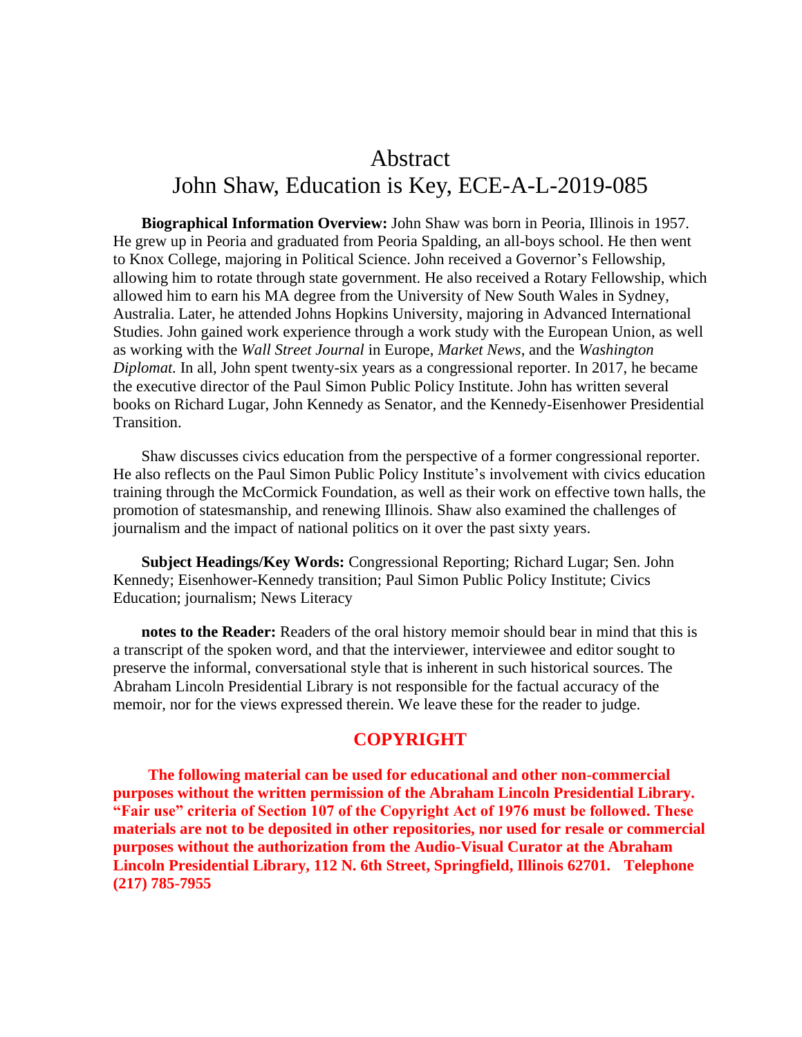# Abstract
# John Shaw, Education is Key, ECE-A-L-2019-085

**Biographical Information Overview:** John Shaw was born in Peoria, Illinois in 1957. He grew up in Peoria and graduated from Peoria Spalding, an all-boys school. He then went to Knox College, majoring in Political Science. John received a Governor's Fellowship, allowing him to rotate through state government. He also received a Rotary Fellowship, which allowed him to earn his MA degree from the University of New South Wales in Sydney, Australia. Later, he attended Johns Hopkins University, majoring in Advanced International Studies. John gained work experience through a work study with the European Union, as well as working with the *Wall Street Journal* in Europe, *Market News*, and the *Washington Diplomat.* In all, John spent twenty-six years as a congressional reporter. In 2017, he became the executive director of the Paul Simon Public Policy Institute. John has written several books on Richard Lugar, John Kennedy as Senator, and the Kennedy-Eisenhower Presidential Transition.

Shaw discusses civics education from the perspective of a former congressional reporter. He also reflects on the Paul Simon Public Policy Institute's involvement with civics education training through the McCormick Foundation, as well as their work on effective town halls, the promotion of statesmanship, and renewing Illinois. Shaw also examined the challenges of journalism and the impact of national politics on it over the past sixty years.

**Subject Headings/Key Words:** Congressional Reporting; Richard Lugar; Sen. John Kennedy; Eisenhower-Kennedy transition; Paul Simon Public Policy Institute; Civics Education; journalism; News Literacy

**notes to the Reader:** Readers of the oral history memoir should bear in mind that this is a transcript of the spoken word, and that the interviewer, interviewee and editor sought to preserve the informal, conversational style that is inherent in such historical sources. The Abraham Lincoln Presidential Library is not responsible for the factual accuracy of the memoir, nor for the views expressed therein. We leave these for the reader to judge.

## COPYRIGHT

**The following material can be used for educational and other non-commercial purposes without the written permission of the Abraham Lincoln Presidential Library. "Fair use" criteria of Section 107 of the Copyright Act of 1976 must be followed. These materials are not to be deposited in other repositories, nor used for resale or commercial purposes without the authorization from the Audio-Visual Curator at the Abraham Lincoln Presidential Library, 112 N. 6th Street, Springfield, Illinois 62701. Telephone (217) 785-7955**